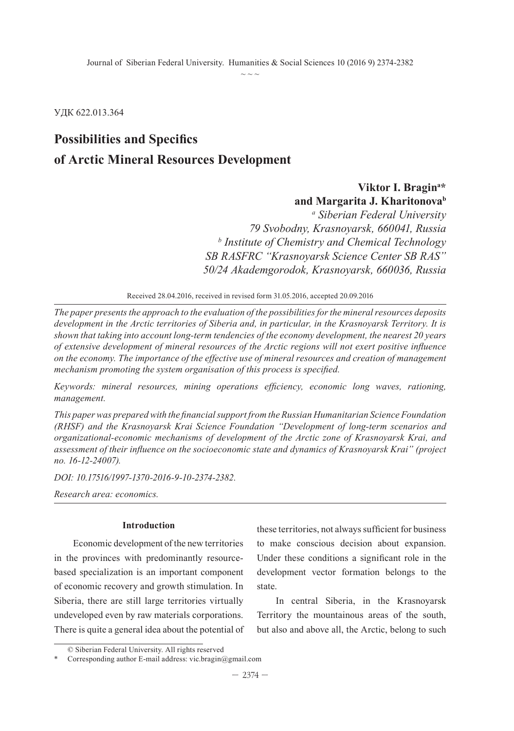УДК 622.013.364

# Possibilities and Specifics of Arctic Mineral Resources Development

**Viktor I. Bragin[a]* and Margarita J. Kharitonova[b]**

*[a] Siberian Federal University*
*79 Svobodny, Krasnoyarsk, 660041, Russia*
*[b] Institute of Chemistry and Chemical Technology*
*SB RASFRC "Krasnoyarsk Science Center SB RAS"*
*50/24 Akademgorodok, Krasnoyarsk, 660036, Russia*

Received 28.04.2016, received in revised form 31.05.2016, accepted 20.09.2016

*The paper presents the approach to the evaluation of the possibilities for the mineral resources deposits development in the Arctic territories of Siberia and, in particular, in the Krasnoyarsk Territory. It is shown that taking into account long-term tendencies of the economy development, the nearest 20 years of extensive development of mineral resources of the Arctic regions will not exert positive influence on the economy. The importance of the effective use of mineral resources and creation of management mechanism promoting the system organisation of this process is specified.*

*Keywords: mineral resources, mining operations efficiency, economic long waves, rationing, management.*

*This paper was prepared with the financial support from the Russian Humanitarian Science Foundation (RHSF) and the Krasnoyarsk Krai Science Foundation "Development of long-term scenarios and organizational-economic mechanisms of development of the Arctic zone of Krasnoyarsk Krai, and assessment of their influence on the socioeconomic state and dynamics of Krasnoyarsk Krai" (project no. 16-12-24007).*

*DOI: 10.17516/1997-1370-2016-9-10-2374-2382.*

*Research area: economics.*

## Introduction

Economic development of the new territories in the provinces with predominantly resource-based specialization is an important component of economic recovery and growth stimulation. In Siberia, there are still large territories virtually undeveloped even by raw materials corporations. There is quite a general idea about the potential of these territories, not always sufficient for business to make conscious decision about expansion. Under these conditions a significant role in the development vector formation belongs to the state.

In central Siberia, in the Krasnoyarsk Territory the mountainous areas of the south, but also and above all, the Arctic, belong to such

© Siberian Federal University. All rights reserved

\* Corresponding author E-mail address: vic.bragin@gmail.com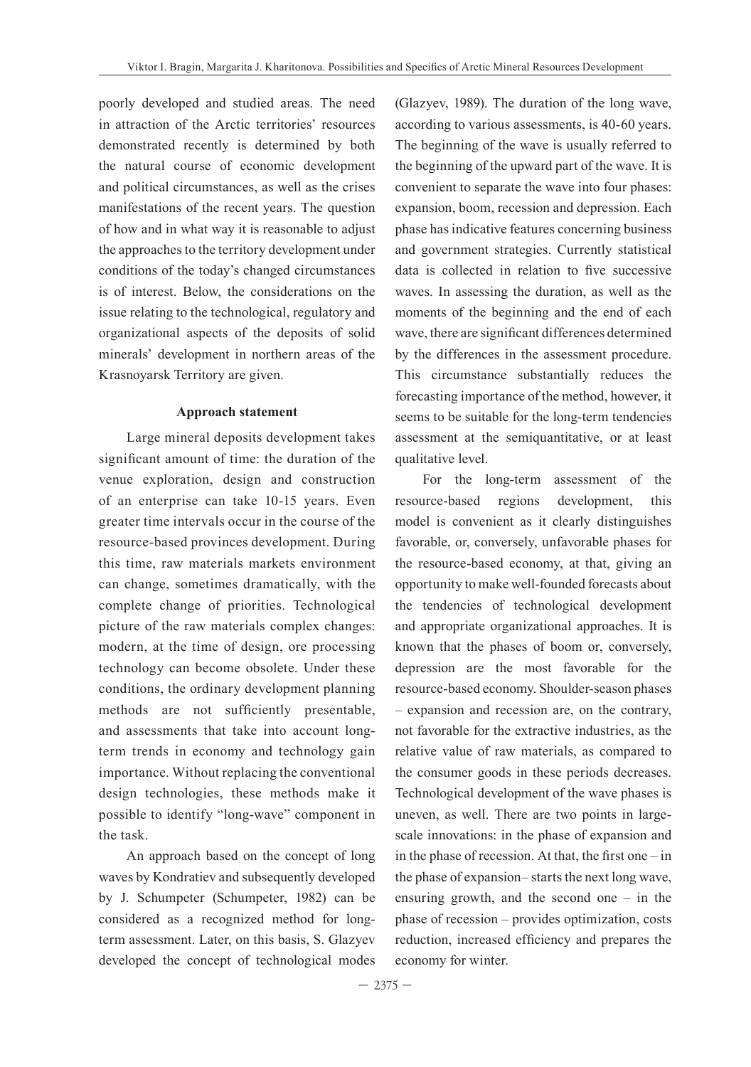poorly developed and studied areas. The need in attraction of the Arctic territories' resources demonstrated recently is determined by both the natural course of economic development and political circumstances, as well as the crises manifestations of the recent years. The question of how and in what way it is reasonable to adjust the approaches to the territory development under conditions of the today's changed circumstances is of interest. Below, the considerations on the issue relating to the technological, regulatory and organizational aspects of the deposits of solid minerals' development in northern areas of the Krasnoyarsk Territory are given.

**Approach statement**

Large mineral deposits development takes significant amount of time: the duration of the venue exploration, design and construction of an enterprise can take 10-15 years. Even greater time intervals occur in the course of the resource-based provinces development. During this time, raw materials markets environment can change, sometimes dramatically, with the complete change of priorities. Technological picture of the raw materials complex changes: modern, at the time of design, ore processing technology can become obsolete. Under these conditions, the ordinary development planning methods are not sufficiently presentable, and assessments that take into account long-term trends in economy and technology gain importance. Without replacing the conventional design technologies, these methods make it possible to identify "long-wave" component in the task.

An approach based on the concept of long waves by Kondratiev and subsequently developed by J. Schumpeter (Schumpeter, 1982) can be considered as a recognized method for long-term assessment. Later, on this basis, S. Glazyev developed the concept of technological modes (Glazyev, 1989). The duration of the long wave, according to various assessments, is 40-60 years. The beginning of the wave is usually referred to the beginning of the upward part of the wave. It is convenient to separate the wave into four phases: expansion, boom, recession and depression. Each phase has indicative features concerning business and government strategies. Currently statistical data is collected in relation to five successive waves. In assessing the duration, as well as the moments of the beginning and the end of each wave, there are significant differences determined by the differences in the assessment procedure. This circumstance substantially reduces the forecasting importance of the method, however, it seems to be suitable for the long-term tendencies assessment at the semiquantitative, or at least qualitative level.

For the long-term assessment of the resource-based regions development, this model is convenient as it clearly distinguishes favorable, or, conversely, unfavorable phases for the resource-based economy, at that, giving an opportunity to make well-founded forecasts about the tendencies of technological development and appropriate organizational approaches. It is known that the phases of boom or, conversely, depression are the most favorable for the resource-based economy. Shoulder-season phases – expansion and recession are, on the contrary, not favorable for the extractive industries, as the relative value of raw materials, as compared to the consumer goods in these periods decreases. Technological development of the wave phases is uneven, as well. There are two points in large-scale innovations: in the phase of expansion and in the phase of recession. At that, the first one – in the phase of expansion– starts the next long wave, ensuring growth, and the second one – in the phase of recession – provides optimization, costs reduction, increased efficiency and prepares the economy for winter.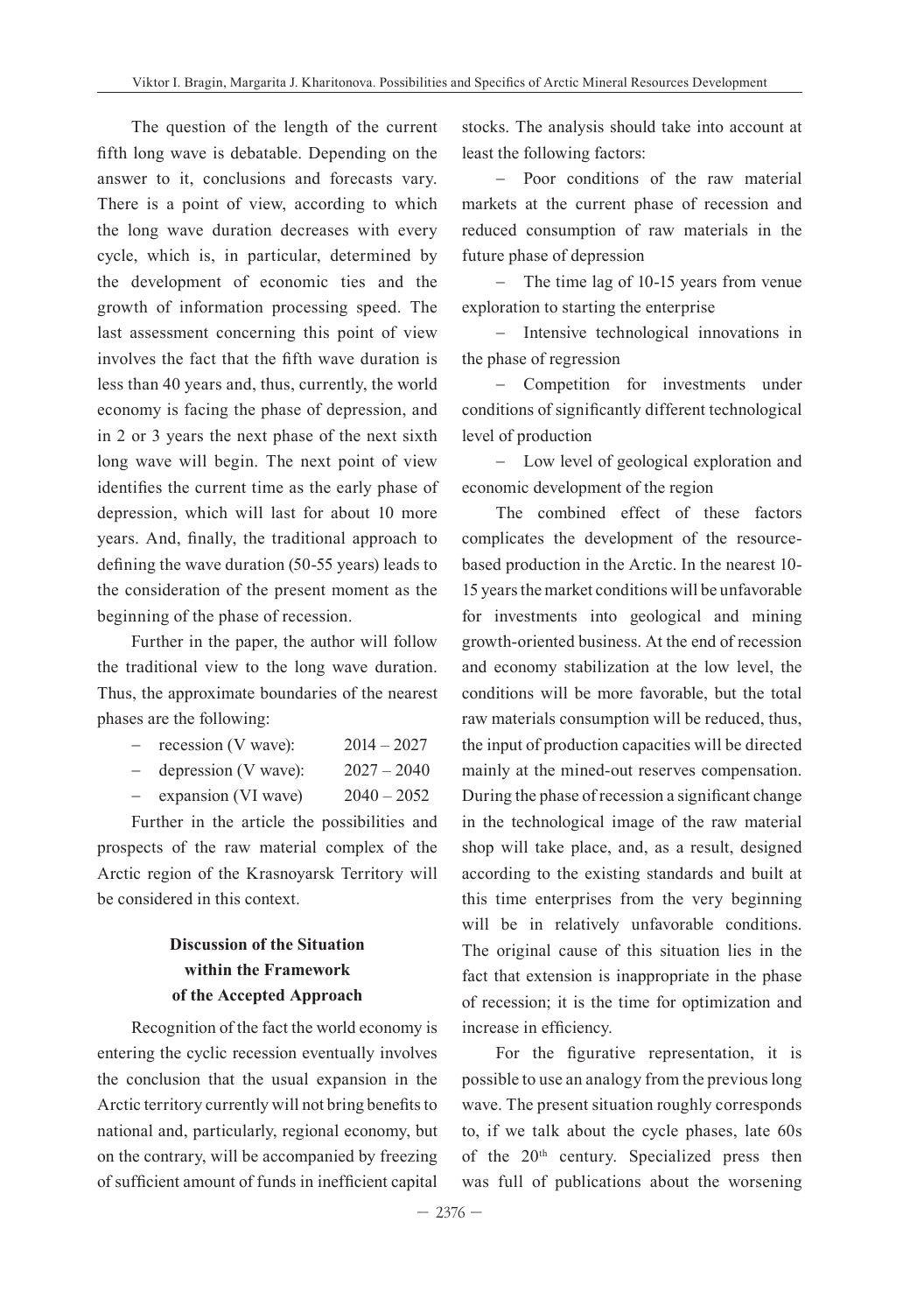The question of the length of the current fifth long wave is debatable. Depending on the answer to it, conclusions and forecasts vary. There is a point of view, according to which the long wave duration decreases with every cycle, which is, in particular, determined by the development of economic ties and the growth of information processing speed. The last assessment concerning this point of view involves the fact that the fifth wave duration is less than 40 years and, thus, currently, the world economy is facing the phase of depression, and in 2 or 3 years the next phase of the next sixth long wave will begin. The next point of view identifies the current time as the early phase of depression, which will last for about 10 more years. And, finally, the traditional approach to defining the wave duration (50-55 years) leads to the consideration of the present moment as the beginning of the phase of recession.

Further in the paper, the author will follow the traditional view to the long wave duration. Thus, the approximate boundaries of the nearest phases are the following:

- recession (V wave): 2014 – 2027
- depression (V wave): 2027 – 2040
- expansion (VI wave) 2040 – 2052

Further in the article the possibilities and prospects of the raw material complex of the Arctic region of the Krasnoyarsk Territory will be considered in this context.

## Discussion of the Situation within the Framework of the Accepted Approach

Recognition of the fact the world economy is entering the cyclic recession eventually involves the conclusion that the usual expansion in the Arctic territory currently will not bring benefits to national and, particularly, regional economy, but on the contrary, will be accompanied by freezing of sufficient amount of funds in inefficient capital stocks. The analysis should take into account at least the following factors:

- Poor conditions of the raw material markets at the current phase of recession and reduced consumption of raw materials in the future phase of depression
- The time lag of 10-15 years from venue exploration to starting the enterprise
- Intensive technological innovations in the phase of regression
- Competition for investments under conditions of significantly different technological level of production
- Low level of geological exploration and economic development of the region

The combined effect of these factors complicates the development of the resource-based production in the Arctic. In the nearest 10-15 years the market conditions will be unfavorable for investments into geological and mining growth-oriented business. At the end of recession and economy stabilization at the low level, the conditions will be more favorable, but the total raw materials consumption will be reduced, thus, the input of production capacities will be directed mainly at the mined-out reserves compensation. During the phase of recession a significant change in the technological image of the raw material shop will take place, and, as a result, designed according to the existing standards and built at this time enterprises from the very beginning will be in relatively unfavorable conditions. The original cause of this situation lies in the fact that extension is inappropriate in the phase of recession; it is the time for optimization and increase in efficiency.

For the figurative representation, it is possible to use an analogy from the previous long wave. The present situation roughly corresponds to, if we talk about the cycle phases, late 60s of the 20th century. Specialized press then was full of publications about the worsening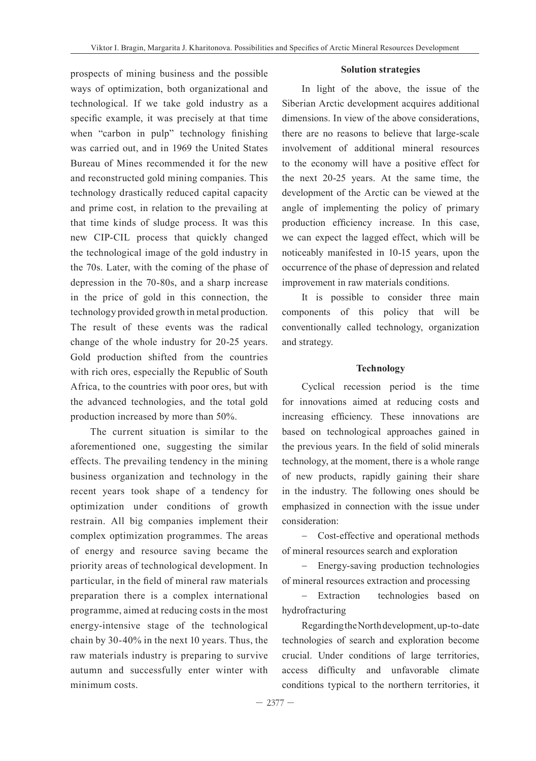prospects of mining business and the possible ways of optimization, both organizational and technological. If we take gold industry as a specific example, it was precisely at that time when "carbon in pulp" technology finishing was carried out, and in 1969 the United States Bureau of Mines recommended it for the new and reconstructed gold mining companies. This technology drastically reduced capital capacity and prime cost, in relation to the prevailing at that time kinds of sludge process. It was this new CIP-CIL process that quickly changed the technological image of the gold industry in the 70s. Later, with the coming of the phase of depression in the 70-80s, and a sharp increase in the price of gold in this connection, the technology provided growth in metal production. The result of these events was the radical change of the whole industry for 20-25 years. Gold production shifted from the countries with rich ores, especially the Republic of South Africa, to the countries with poor ores, but with the advanced technologies, and the total gold production increased by more than 50%.

The current situation is similar to the aforementioned one, suggesting the similar effects. The prevailing tendency in the mining business organization and technology in the recent years took shape of a tendency for optimization under conditions of growth restrain. All big companies implement their complex optimization programmes. The areas of energy and resource saving became the priority areas of technological development. In particular, in the field of mineral raw materials preparation there is a complex international programme, aimed at reducing costs in the most energy-intensive stage of the technological chain by 30-40% in the next 10 years. Thus, the raw materials industry is preparing to survive autumn and successfully enter winter with minimum costs.

**Solution strategies**

In light of the above, the issue of the Siberian Arctic development acquires additional dimensions. In view of the above considerations, there are no reasons to believe that large-scale involvement of additional mineral resources to the economy will have a positive effect for the next 20-25 years. At the same time, the development of the Arctic can be viewed at the angle of implementing the policy of primary production efficiency increase. In this case, we can expect the lagged effect, which will be noticeably manifested in 10-15 years, upon the occurrence of the phase of depression and related improvement in raw materials conditions.

It is possible to consider three main components of this policy that will be conventionally called technology, organization and strategy.

**Technology**

Cyclical recession period is the time for innovations aimed at reducing costs and increasing efficiency. These innovations are based on technological approaches gained in the previous years. In the field of solid minerals technology, at the moment, there is a whole range of new products, rapidly gaining their share in the industry. The following ones should be emphasized in connection with the issue under consideration:

– Cost-effective and operational methods of mineral resources search and exploration

– Energy-saving production technologies of mineral resources extraction and processing

– Extraction technologies based on hydrofracturing

Regarding the North development, up-to-date technologies of search and exploration become crucial. Under conditions of large territories, access difficulty and unfavorable climate conditions typical to the northern territories, it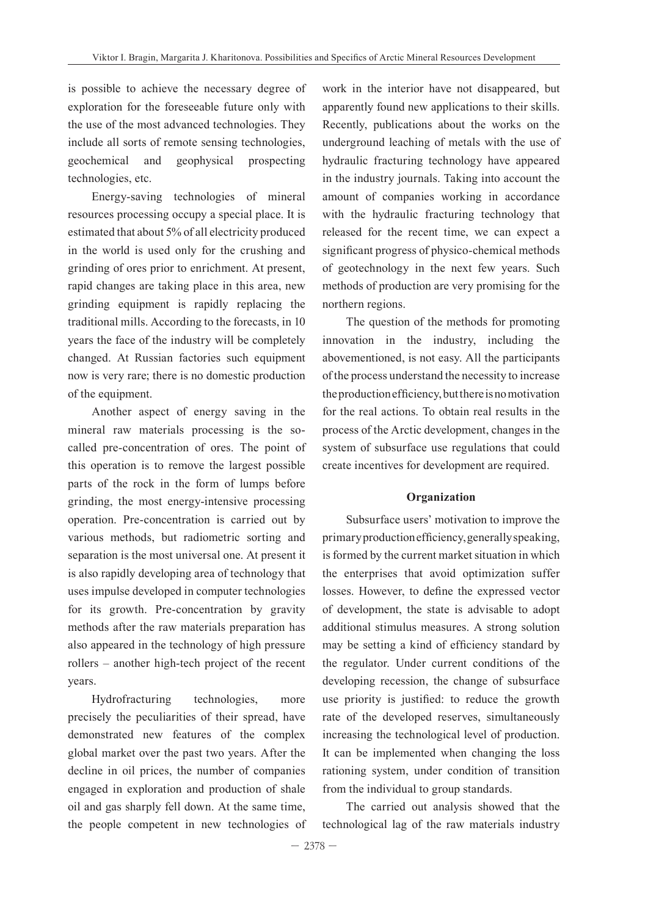is possible to achieve the necessary degree of exploration for the foreseeable future only with the use of the most advanced technologies. They include all sorts of remote sensing technologies, geochemical and geophysical prospecting technologies, etc.

Energy-saving technologies of mineral resources processing occupy a special place. It is estimated that about 5% of all electricity produced in the world is used only for the crushing and grinding of ores prior to enrichment. At present, rapid changes are taking place in this area, new grinding equipment is rapidly replacing the traditional mills. According to the forecasts, in 10 years the face of the industry will be completely changed. At Russian factories such equipment now is very rare; there is no domestic production of the equipment.

Another aspect of energy saving in the mineral raw materials processing is the so-called pre-concentration of ores. The point of this operation is to remove the largest possible parts of the rock in the form of lumps before grinding, the most energy-intensive processing operation. Pre-concentration is carried out by various methods, but radiometric sorting and separation is the most universal one. At present it is also rapidly developing area of technology that uses impulse developed in computer technologies for its growth. Pre-concentration by gravity methods after the raw materials preparation has also appeared in the technology of high pressure rollers – another high-tech project of the recent years.

Hydrofracturing technologies, more precisely the peculiarities of their spread, have demonstrated new features of the complex global market over the past two years. After the decline in oil prices, the number of companies engaged in exploration and production of shale oil and gas sharply fell down. At the same time, the people competent in new technologies of work in the interior have not disappeared, but apparently found new applications to their skills. Recently, publications about the works on the underground leaching of metals with the use of hydraulic fracturing technology have appeared in the industry journals. Taking into account the amount of companies working in accordance with the hydraulic fracturing technology that released for the recent time, we can expect a significant progress of physico-chemical methods of geotechnology in the next few years. Such methods of production are very promising for the northern regions.

The question of the methods for promoting innovation in the industry, including the abovementioned, is not easy. All the participants of the process understand the necessity to increase the production efficiency, but there is no motivation for the real actions. To obtain real results in the process of the Arctic development, changes in the system of subsurface use regulations that could create incentives for development are required.

## Organization

Subsurface users' motivation to improve the primary production efficiency, generally speaking, is formed by the current market situation in which the enterprises that avoid optimization suffer losses. However, to define the expressed vector of development, the state is advisable to adopt additional stimulus measures. A strong solution may be setting a kind of efficiency standard by the regulator. Under current conditions of the developing recession, the change of subsurface use priority is justified: to reduce the growth rate of the developed reserves, simultaneously increasing the technological level of production. It can be implemented when changing the loss rationing system, under condition of transition from the individual to group standards.

The carried out analysis showed that the technological lag of the raw materials industry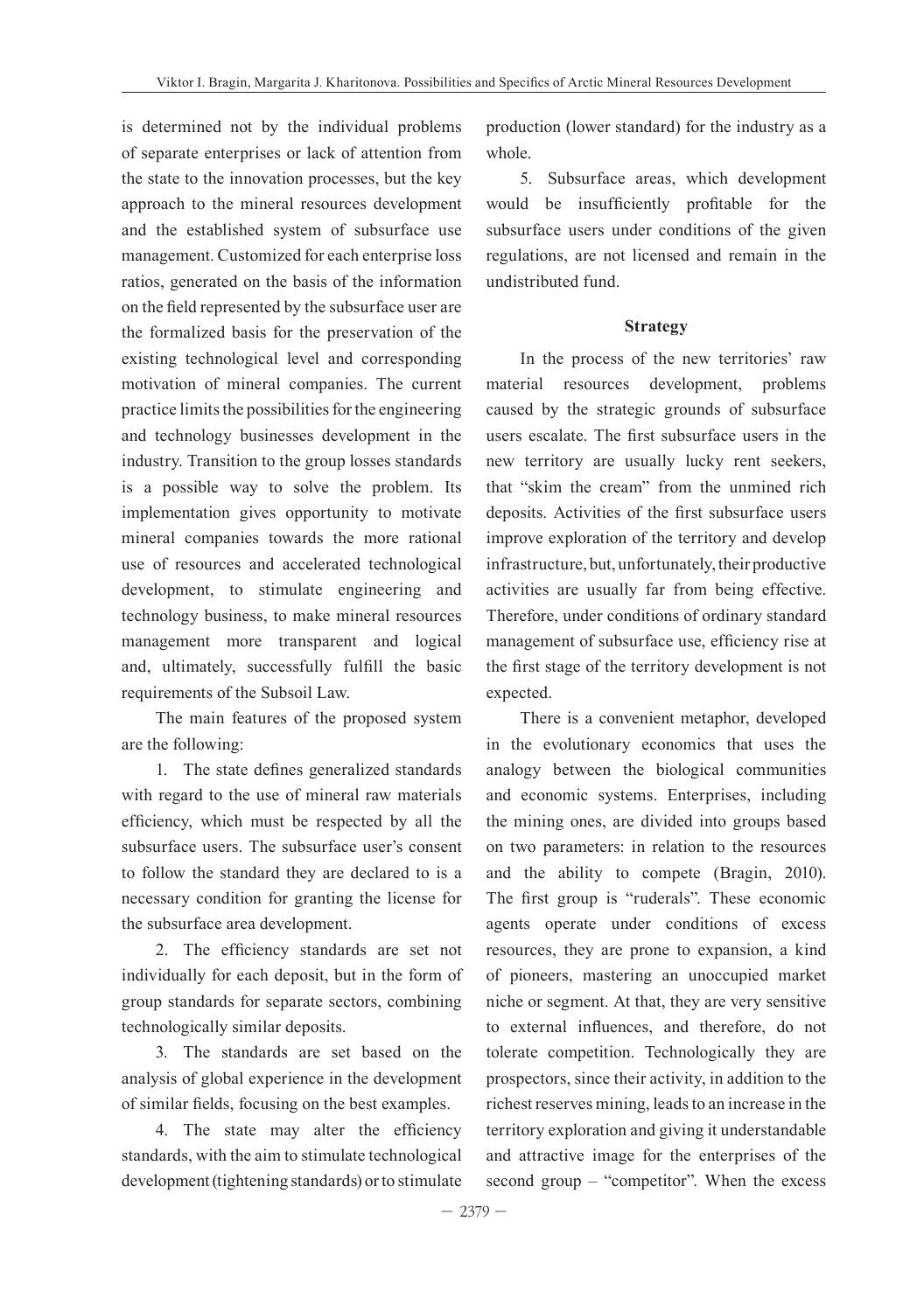is determined not by the individual problems of separate enterprises or lack of attention from the state to the innovation processes, but the key approach to the mineral resources development and the established system of subsurface use management. Customized for each enterprise loss ratios, generated on the basis of the information on the field represented by the subsurface user are the formalized basis for the preservation of the existing technological level and corresponding motivation of mineral companies. The current practice limits the possibilities for the engineering and technology businesses development in the industry. Transition to the group losses standards is a possible way to solve the problem. Its implementation gives opportunity to motivate mineral companies towards the more rational use of resources and accelerated technological development, to stimulate engineering and technology business, to make mineral resources management more transparent and logical and, ultimately, successfully fulfill the basic requirements of the Subsoil Law.

The main features of the proposed system are the following:

1. The state defines generalized standards with regard to the use of mineral raw materials efficiency, which must be respected by all the subsurface users. The subsurface user's consent to follow the standard they are declared to is a necessary condition for granting the license for the subsurface area development.

2. The efficiency standards are set not individually for each deposit, but in the form of group standards for separate sectors, combining technologically similar deposits.

3. The standards are set based on the analysis of global experience in the development of similar fields, focusing on the best examples.

4. The state may alter the efficiency standards, with the aim to stimulate technological development (tightening standards) or to stimulate production (lower standard) for the industry as a whole.

5. Subsurface areas, which development would be insufficiently profitable for the subsurface users under conditions of the given regulations, are not licensed and remain in the undistributed fund.

**Strategy**

In the process of the new territories' raw material resources development, problems caused by the strategic grounds of subsurface users escalate. The first subsurface users in the new territory are usually lucky rent seekers, that "skim the cream" from the unmined rich deposits. Activities of the first subsurface users improve exploration of the territory and develop infrastructure, but, unfortunately, their productive activities are usually far from being effective. Therefore, under conditions of ordinary standard management of subsurface use, efficiency rise at the first stage of the territory development is not expected.

There is a convenient metaphor, developed in the evolutionary economics that uses the analogy between the biological communities and economic systems. Enterprises, including the mining ones, are divided into groups based on two parameters: in relation to the resources and the ability to compete (Bragin, 2010). The first group is "ruderals". These economic agents operate under conditions of excess resources, they are prone to expansion, a kind of pioneers, mastering an unoccupied market niche or segment. At that, they are very sensitive to external influences, and therefore, do not tolerate competition. Technologically they are prospectors, since their activity, in addition to the richest reserves mining, leads to an increase in the territory exploration and giving it understandable and attractive image for the enterprises of the second group – "competitor". When the excess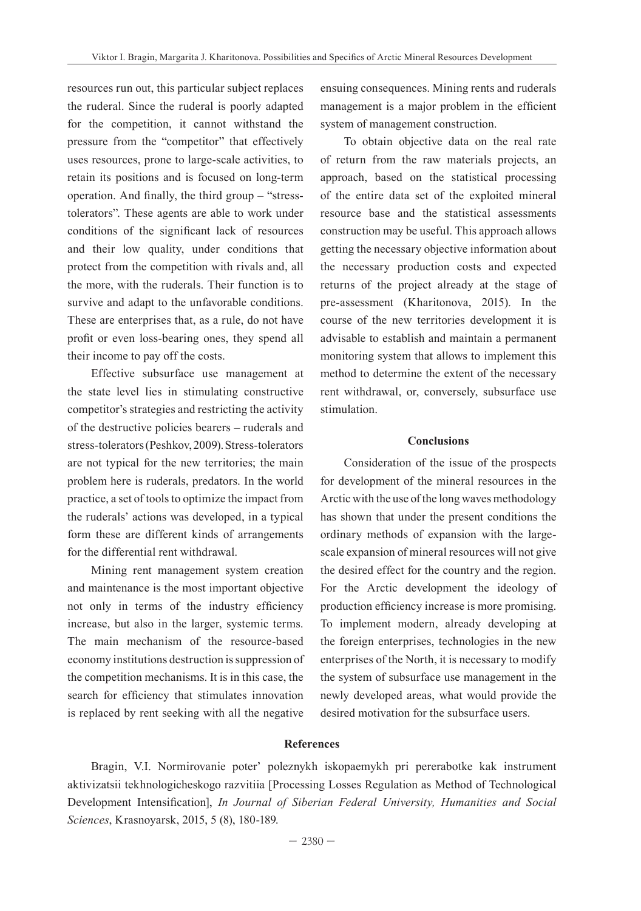resources run out, this particular subject replaces the ruderal. Since the ruderal is poorly adapted for the competition, it cannot withstand the pressure from the "competitor" that effectively uses resources, prone to large-scale activities, to retain its positions and is focused on long-term operation. And finally, the third group – "stress-tolerators". These agents are able to work under conditions of the significant lack of resources and their low quality, under conditions that protect from the competition with rivals and, all the more, with the ruderals. Their function is to survive and adapt to the unfavorable conditions. These are enterprises that, as a rule, do not have profit or even loss-bearing ones, they spend all their income to pay off the costs.

Effective subsurface use management at the state level lies in stimulating constructive competitor's strategies and restricting the activity of the destructive policies bearers – ruderals and stress-tolerators (Peshkov, 2009). Stress-tolerators are not typical for the new territories; the main problem here is ruderals, predators. In the world practice, a set of tools to optimize the impact from the ruderals' actions was developed, in a typical form these are different kinds of arrangements for the differential rent withdrawal.

Mining rent management system creation and maintenance is the most important objective not only in terms of the industry efficiency increase, but also in the larger, systemic terms. The main mechanism of the resource-based economy institutions destruction is suppression of the competition mechanisms. It is in this case, the search for efficiency that stimulates innovation is replaced by rent seeking with all the negative ensuing consequences. Mining rents and ruderals management is a major problem in the efficient system of management construction.

To obtain objective data on the real rate of return from the raw materials projects, an approach, based on the statistical processing of the entire data set of the exploited mineral resource base and the statistical assessments construction may be useful. This approach allows getting the necessary objective information about the necessary production costs and expected returns of the project already at the stage of pre-assessment (Kharitonova, 2015). In the course of the new territories development it is advisable to establish and maintain a permanent monitoring system that allows to implement this method to determine the extent of the necessary rent withdrawal, or, conversely, subsurface use stimulation.

## Conclusions

Consideration of the issue of the prospects for development of the mineral resources in the Arctic with the use of the long waves methodology has shown that under the present conditions the ordinary methods of expansion with the large-scale expansion of mineral resources will not give the desired effect for the country and the region. For the Arctic development the ideology of production efficiency increase is more promising. To implement modern, already developing at the foreign enterprises, technologies in the new enterprises of the North, it is necessary to modify the system of subsurface use management in the newly developed areas, what would provide the desired motivation for the subsurface users.

## References

Bragin, V.I. Normirovanie poter' poleznykh iskopaemykh pri pererabotke kak instrument aktivizatsii tekhnologicheskogo razvitiia [Processing Losses Regulation as Method of Technological Development Intensification], *In Journal of Siberian Federal University, Humanities and Social Sciences*, Krasnoyarsk, 2015, 5 (8), 180-189.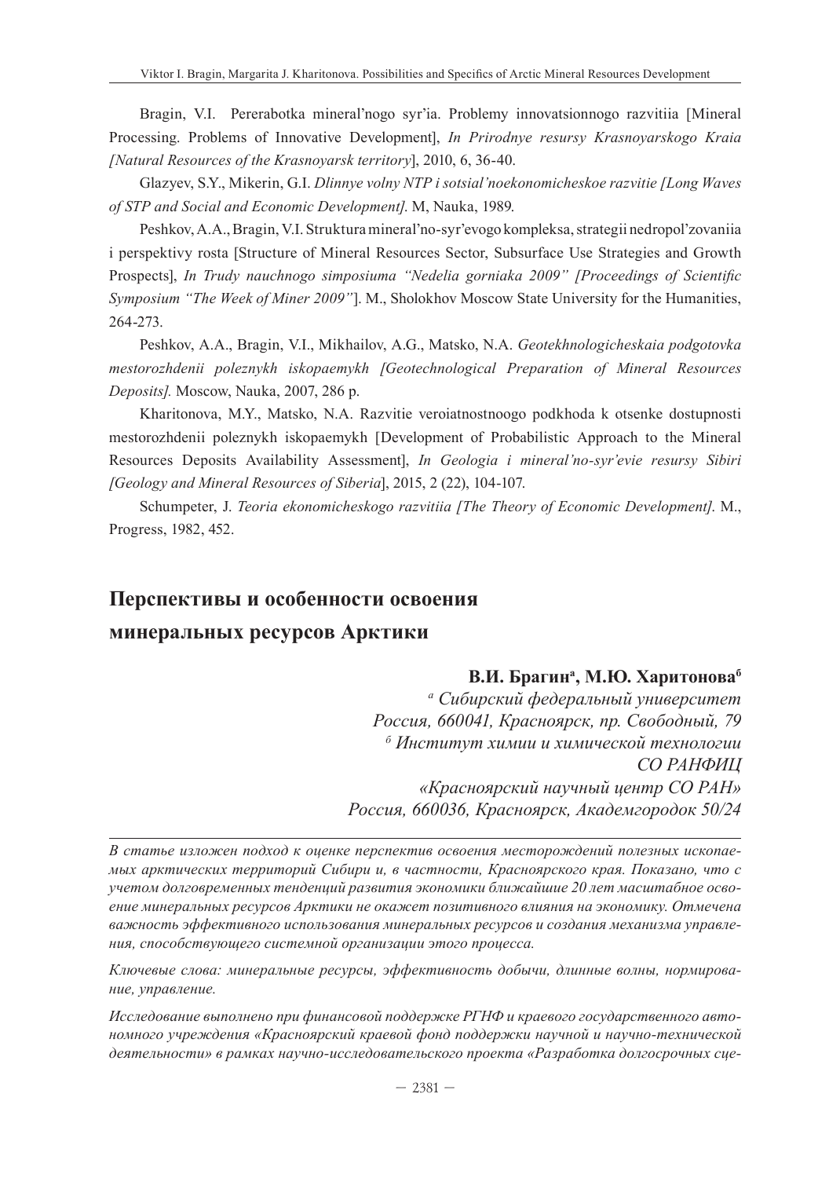Bragin, V.I. Pererabotka mineral'nogo syr'ia. Problemy innovatsionnogo razvitiia [Mineral Processing. Problems of Innovative Development], *In Prirodnye resursy Krasnoyarskogo Kraia [Natural Resources of the Krasnoyarsk territory]*, 2010, 6, 36-40.

Glazyev, S.Y., Mikerin, G.I. *Dlinnye volny NTP i sotsial'noekonomicheskoe razvitie [Long Waves of STP and Social and Economic Development]*. M, Nauka, 1989.

Peshkov, A.A., Bragin, V.I. Struktura mineral'no-syr'evogo kompleksa, strategii nedropol'zovaniia i perspektivy rosta [Structure of Mineral Resources Sector, Subsurface Use Strategies and Growth Prospects], *In Trudy nauchnogo simposiuma "Nedelia gorniaka 2009" [Proceedings of Scientific Symposium "The Week of Miner 2009"*]. M., Sholokhov Moscow State University for the Humanities, 264-273.

Peshkov, A.A., Bragin, V.I., Mikhailov, A.G., Matsko, N.A. *Geotekhnologicheskaia podgotovka mestorozhdenii poleznykh iskopaemykh [Geotechnological Preparation of Mineral Resources Deposits].* Moscow, Nauka, 2007, 286 p.

Kharitonova, M.Y., Matsko, N.A. Razvitie veroiatnostnoogo podkhoda k otsenke dostupnosti mestorozhdenii poleznykh iskopaemykh [Development of Probabilistic Approach to the Mineral Resources Deposits Availability Assessment], *In Geologia i mineral'no-syr'evie resursy Sibiri [Geology and Mineral Resources of Siberia*], 2015, 2 (22), 104-107.

Schumpeter, J. *Teoria ekonomicheskogo razvitiia [The Theory of Economic Development]*. M., Progress, 1982, 452.

## Перспективы и особенности освоения минеральных ресурсов Арктики

**В.И. Брагин[а], М.Ю. Харитонова[б]**

*[а] Сибирский федеральный университет*
*Россия, 660041, Красноярск, пр. Свободный, 79*
*[б] Институт химии и химической технологии СО РАНФИЦ «Красноярский научный центр СО РАН»*
*Россия, 660036, Красноярск, Академгородок 50/24*

*В статье изложен подход к оценке перспектив освоения месторождений полезных ископаемых арктических территорий Сибири и, в частности, Красноярского края. Показано, что с учетом долговременных тенденций развития экономики ближайшие 20 лет масштабное освоение минеральных ресурсов Арктики не окажет позитивного влияния на экономику. Отмечена важность эффективного использования минеральных ресурсов и создания механизма управления, способствующего системной организации этого процесса.*

*Ключевые слова: минеральные ресурсы, эффективность добычи, длинные волны, нормирование, управление.*

*Исследование выполнено при финансовой поддержке РГНФ и краевого государственного автономного учреждения «Красноярский краевой фонд поддержки научной и научно-технической деятельности» в рамках научно-исследовательского проекта «Разработка долгосрочных сце-*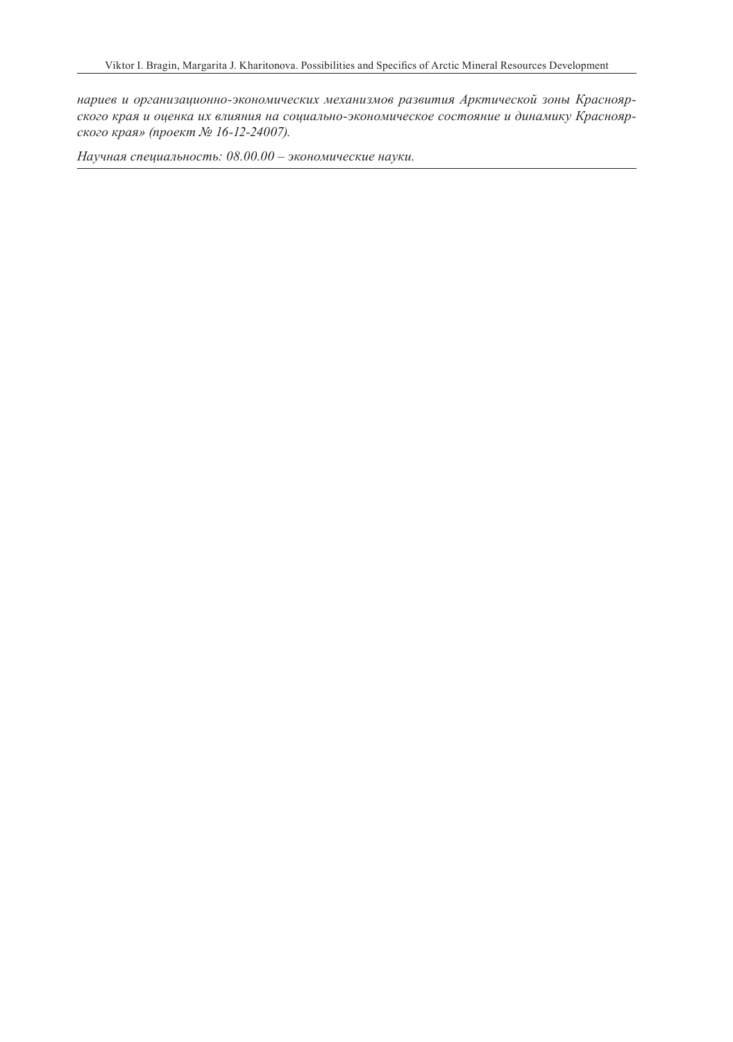*нариев и организационно-экономических механизмов развития Арктической зоны Красноярского края и оценка их влияния на социально-экономическое состояние и динамику Красноярского края» (проект № 16-12-24007).*

*Научная специальность: 08.00.00 – экономические науки.*